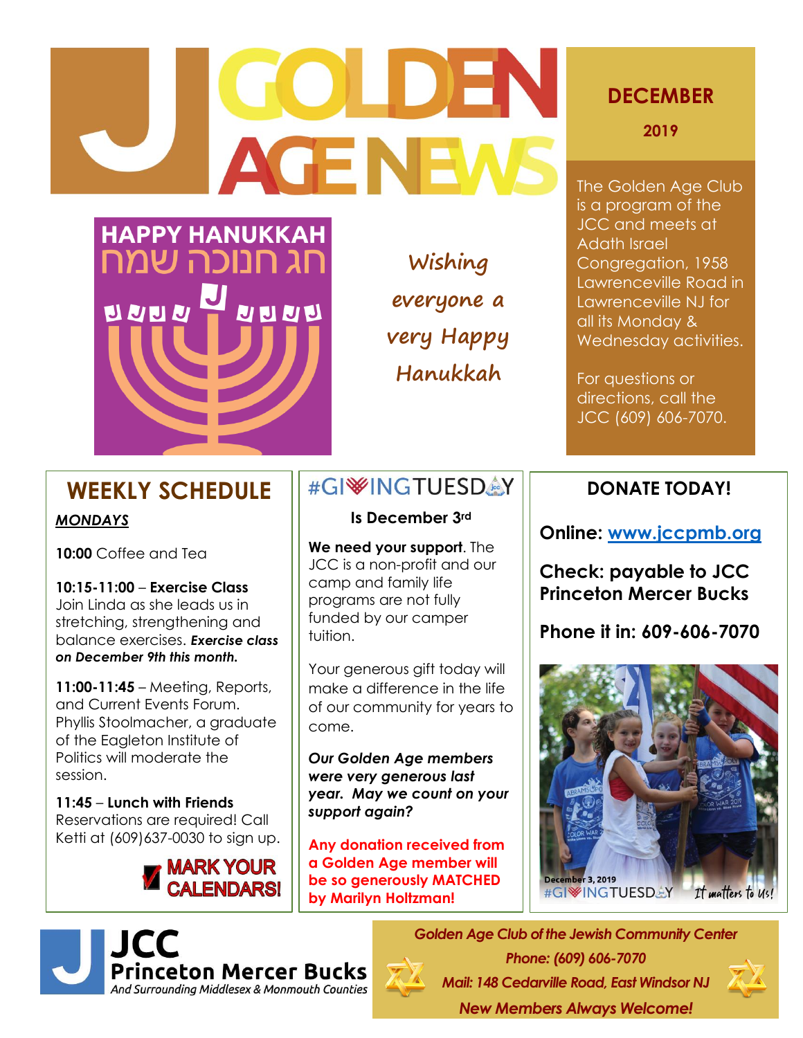# J GOLDEN AGE NEWS

## DECEMBER 2019

The Golden Age Club is a program of the JCC and meets at Adath Israel Congregation, 1958 Lawrenceville Road in Lawrenceville NJ for all its Monday & Wednesday activities.

For questions or directions, call the JCC (609) 606-7070.

HAPPY HANUKKAH
חג חנוכה שמח

*Wishing everyone a very Happy Hanukkah*

## WEEKLY SCHEDULE

***MONDAYS***

**10:00** Coffee and Tea

**10:15-11:00** – **Exercise Class**
Join Linda as she leads us in stretching, strengthening and balance exercises. ***Exercise class on December 9th this month.***

**11:00-11:45** – Meeting, Reports, and Current Events Forum. Phyllis Stoolmacher, a graduate of the Eagleton Institute of Politics will moderate the session.

**11:45** – **Lunch with Friends**
Reservations are required! Call Ketti at (609)637-0030 to sign up.

**MARK YOUR CALENDARS!**

## #GIVINGTUESDAY

**Is December 3rd**

**We need your support**. The JCC is a non-profit and our camp and family life programs are not fully funded by our camper tuition.

Your generous gift today will make a difference in the life of our community for years to come.

***Our Golden Age members were very generous last year. May we count on your support again?***

**Any donation received from a Golden Age member will be so generously MATCHED by Marilyn Holtzman!**

## DONATE TODAY!

**Online: [www.jccpmb.org](http://www.jccpmb.org)**

**Check: payable to JCC Princeton Mercer Bucks**

**Phone it in: 609-606-7070**

December 3, 2019
#GIVINGTUESDAY *It matters to Us!*

**JCC Princeton Mercer Bucks**
*And Surrounding Middlesex & Monmouth Counties*

***Golden Age Club of the Jewish Community Center***
***Phone: (609) 606-7070***
***Mail: 148 Cedarville Road, East Windsor NJ***
***New Members Always Welcome!***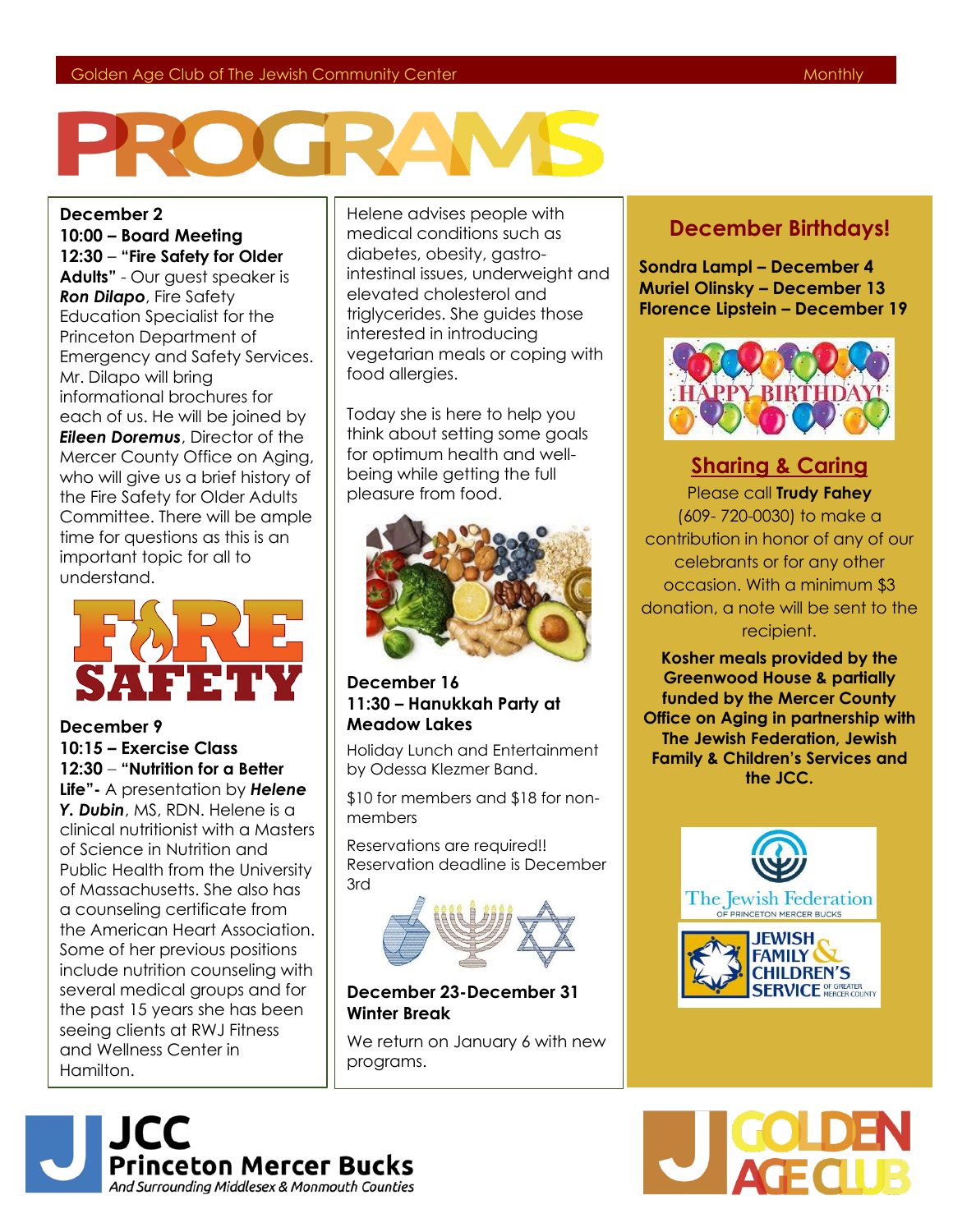# PROGRAMS

**December 2**
**10:00 – Board Meeting**
**12:30 – "Fire Safety for Older Adults"** - Our guest speaker is ***Ron Dilapo***, Fire Safety Education Specialist for the Princeton Department of Emergency and Safety Services. Mr. Dilapo will bring informational brochures for each of us. He will be joined by ***Eileen Doremus***, Director of the Mercer County Office on Aging, who will give us a brief history of the Fire Safety for Older Adults Committee. There will be ample time for questions as this is an important topic for all to understand.

**December 9**
**10:15 – Exercise Class**
**12:30 – "Nutrition for a Better Life"**- A presentation by ***Helene Y. Dubin***, MS, RDN. Helene is a clinical nutritionist with a Masters of Science in Nutrition and Public Health from the University of Massachusetts. She also has a counseling certificate from the American Heart Association. Some of her previous positions include nutrition counseling with several medical groups and for the past 15 years she has been seeing clients at RWJ Fitness and Wellness Center in Hamilton.

Helene advises people with medical conditions such as diabetes, obesity, gastro-intestinal issues, underweight and elevated cholesterol and triglycerides. She guides those interested in introducing vegetarian meals or coping with food allergies.

Today she is here to help you think about setting some goals for optimum health and well-being while getting the full pleasure from food.

**December 16**
**11:30 – Hanukkah Party at Meadow Lakes**

Holiday Lunch and Entertainment by Odessa Klezmer Band.

$10 for members and $18 for non-members

Reservations are required!! Reservation deadline is December 3rd

**December 23-December 31**
**Winter Break**

We return on January 6 with new programs.

## December Birthdays!

**Sondra Lampl – December 4**
**Muriel Olinsky – December 13**
**Florence Lipstein – December 19**

## Sharing & Caring

Please call **Trudy Fahey** (609- 720-0030) to make a contribution in honor of any of our celebrants or for any other occasion. With a minimum $3 donation, a note will be sent to the recipient.

**Kosher meals provided by the Greenwood House & partially funded by the Mercer County Office on Aging in partnership with The Jewish Federation, Jewish Family & Children's Services and the JCC.**